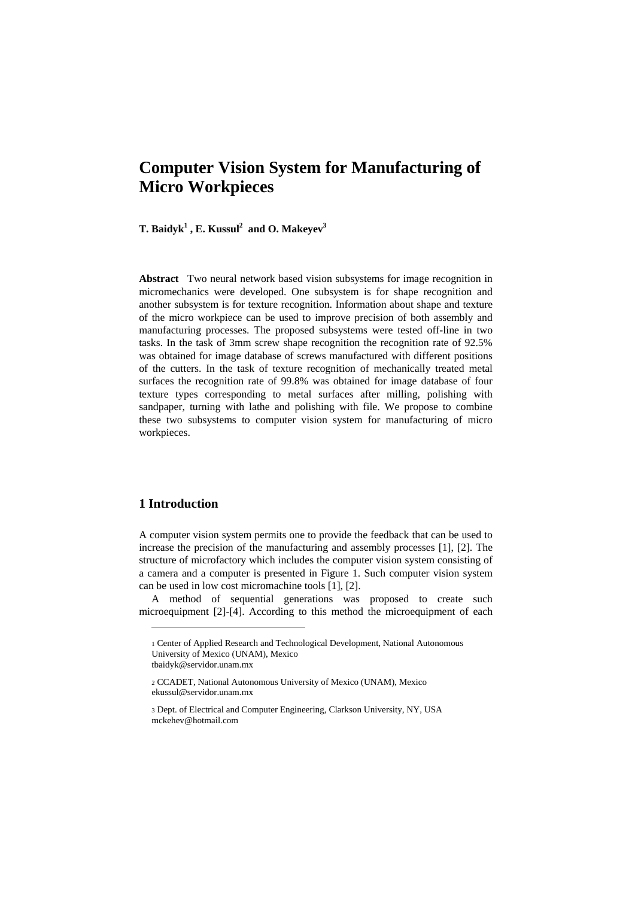# Computer Vision System for Manufacturing of Micro Workpieces

**T. Baidyk[1] , E. Kussul[2] and O. Makeyev[3]**

**Abstract** Two neural network based vision subsystems for image recognition in micromechanics were developed. One subsystem is for shape recognition and another subsystem is for texture recognition. Information about shape and texture of the micro workpiece can be used to improve precision of both assembly and manufacturing processes. The proposed subsystems were tested off-line in two tasks. In the task of 3mm screw shape recognition the recognition rate of 92.5% was obtained for image database of screws manufactured with different positions of the cutters. In the task of texture recognition of mechanically treated metal surfaces the recognition rate of 99.8% was obtained for image database of four texture types corresponding to metal surfaces after milling, polishing with sandpaper, turning with lathe and polishing with file. We propose to combine these two subsystems to computer vision system for manufacturing of micro workpieces.

## 1 Introduction

A computer vision system permits one to provide the feedback that can be used to increase the precision of the manufacturing and assembly processes [1], [2]. The structure of microfactory which includes the computer vision system consisting of a camera and a computer is presented in Figure 1. Such computer vision system can be used in low cost micromachine tools [1], [2].

A method of sequential generations was proposed to create such microequipment [2]-[4]. According to this method the microequipment of each

---

1 Center of Applied Research and Technological Development, National Autonomous University of Mexico (UNAM), Mexico
tbaidyk@servidor.unam.mx

2 CCADET, National Autonomous University of Mexico (UNAM), Mexico
ekussul@servidor.unam.mx

3 Dept. of Electrical and Computer Engineering, Clarkson University, NY, USA
mckehev@hotmail.com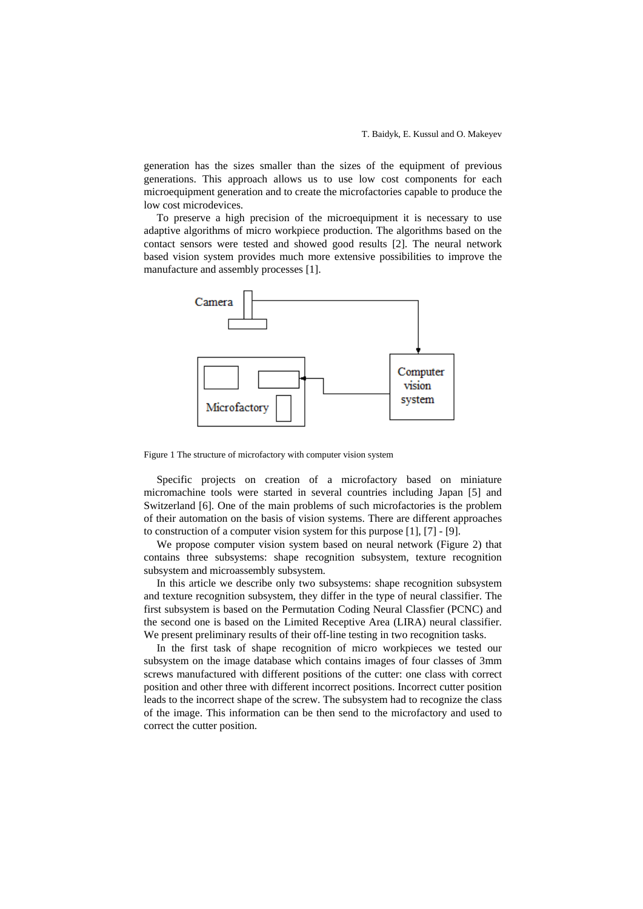generation has the sizes smaller than the sizes of the equipment of previous generations. This approach allows us to use low cost components for each microequipment generation and to create the microfactories capable to produce the low cost microdevices.

To preserve a high precision of the microequipment it is necessary to use adaptive algorithms of micro workpiece production. The algorithms based on the contact sensors were tested and showed good results [2]. The neural network based vision system provides much more extensive possibilities to improve the manufacture and assembly processes [1].

Figure 1 The structure of microfactory with computer vision system

Specific projects on creation of a microfactory based on miniature micromachine tools were started in several countries including Japan [5] and Switzerland [6]. One of the main problems of such microfactories is the problem of their automation on the basis of vision systems. There are different approaches to construction of a computer vision system for this purpose [1], [7] - [9].

We propose computer vision system based on neural network (Figure 2) that contains three subsystems: shape recognition subsystem, texture recognition subsystem and microassembly subsystem.

In this article we describe only two subsystems: shape recognition subsystem and texture recognition subsystem, they differ in the type of neural classifier. The first subsystem is based on the Permutation Coding Neural Classfier (PCNC) and the second one is based on the Limited Receptive Area (LIRA) neural classifier. We present preliminary results of their off-line testing in two recognition tasks.

In the first task of shape recognition of micro workpieces we tested our subsystem on the image database which contains images of four classes of 3mm screws manufactured with different positions of the cutter: one class with correct position and other three with different incorrect positions. Incorrect cutter position leads to the incorrect shape of the screw. The subsystem had to recognize the class of the image. This information can be then send to the microfactory and used to correct the cutter position.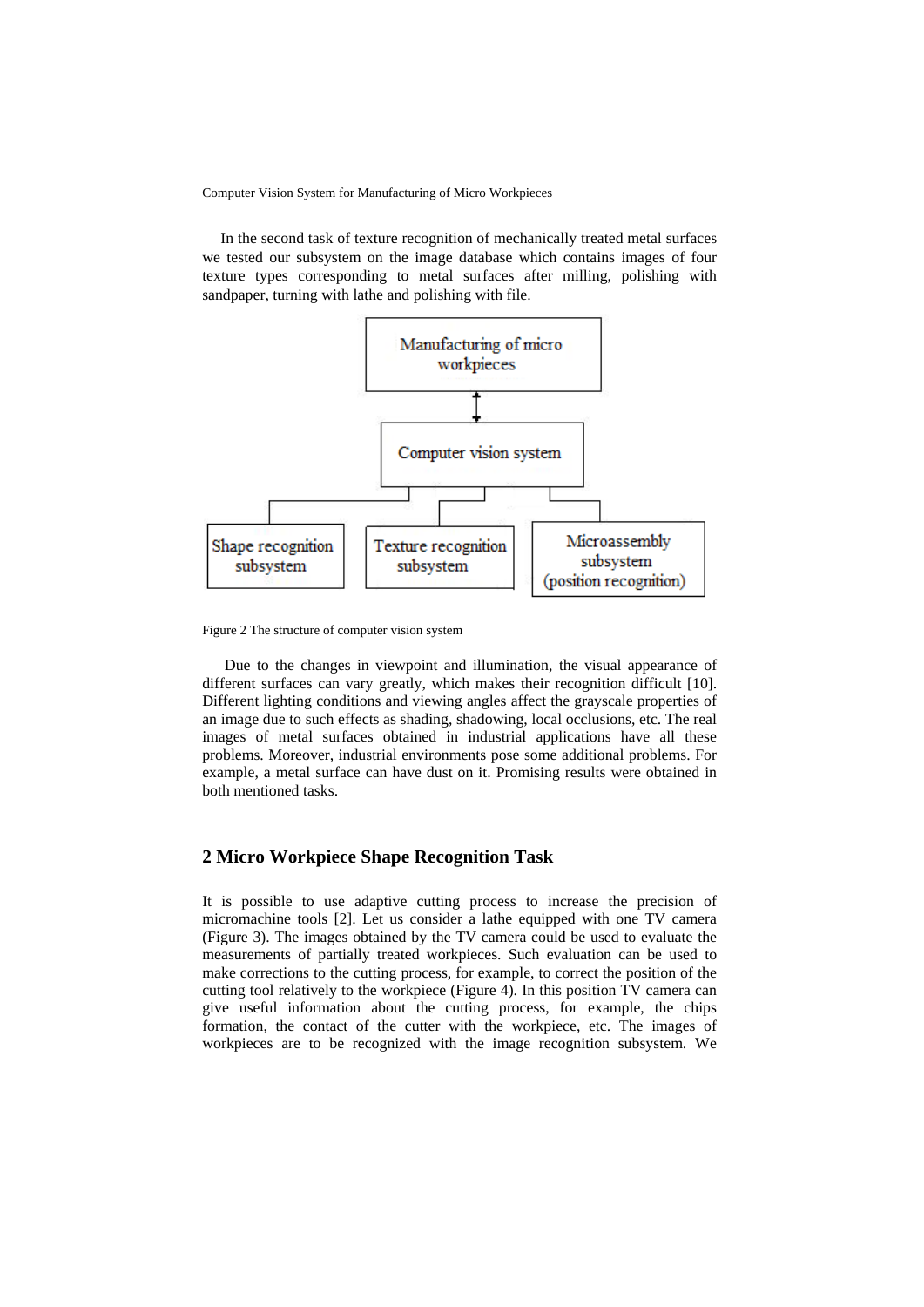In the second task of texture recognition of mechanically treated metal surfaces we tested our subsystem on the image database which contains images of four texture types corresponding to metal surfaces after milling, polishing with sandpaper, turning with lathe and polishing with file.

Figure 2 The structure of computer vision system

Due to the changes in viewpoint and illumination, the visual appearance of different surfaces can vary greatly, which makes their recognition difficult [10]. Different lighting conditions and viewing angles affect the grayscale properties of an image due to such effects as shading, shadowing, local occlusions, etc. The real images of metal surfaces obtained in industrial applications have all these problems. Moreover, industrial environments pose some additional problems. For example, a metal surface can have dust on it. Promising results were obtained in both mentioned tasks.

## 2 Micro Workpiece Shape Recognition Task

It is possible to use adaptive cutting process to increase the precision of micromachine tools [2]. Let us consider a lathe equipped with one TV camera (Figure 3). The images obtained by the TV camera could be used to evaluate the measurements of partially treated workpieces. Such evaluation can be used to make corrections to the cutting process, for example, to correct the position of the cutting tool relatively to the workpiece (Figure 4). In this position TV camera can give useful information about the cutting process, for example, the chips formation, the contact of the cutter with the workpiece, etc. The images of workpieces are to be recognized with the image recognition subsystem. We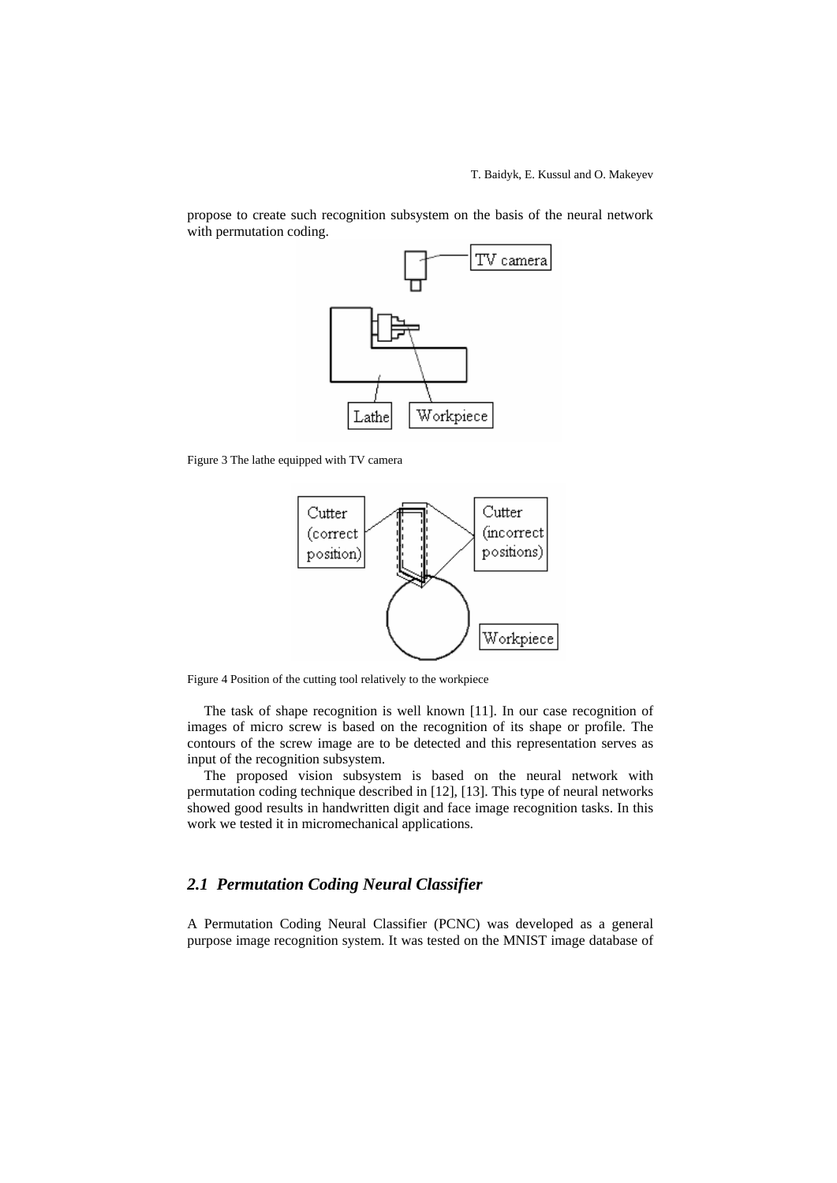propose to create such recognition subsystem on the basis of the neural network with permutation coding.

Figure 3 The lathe equipped with TV camera

Figure 4 Position of the cutting tool relatively to the workpiece

The task of shape recognition is well known [11]. In our case recognition of images of micro screw is based on the recognition of its shape or profile. The contours of the screw image are to be detected and this representation serves as input of the recognition subsystem.

The proposed vision subsystem is based on the neural network with permutation coding technique described in [12], [13]. This type of neural networks showed good results in handwritten digit and face image recognition tasks. In this work we tested it in micromechanical applications.

## *2.1 Permutation Coding Neural Classifier*

A Permutation Coding Neural Classifier (PCNC) was developed as a general purpose image recognition system. It was tested on the MNIST image database of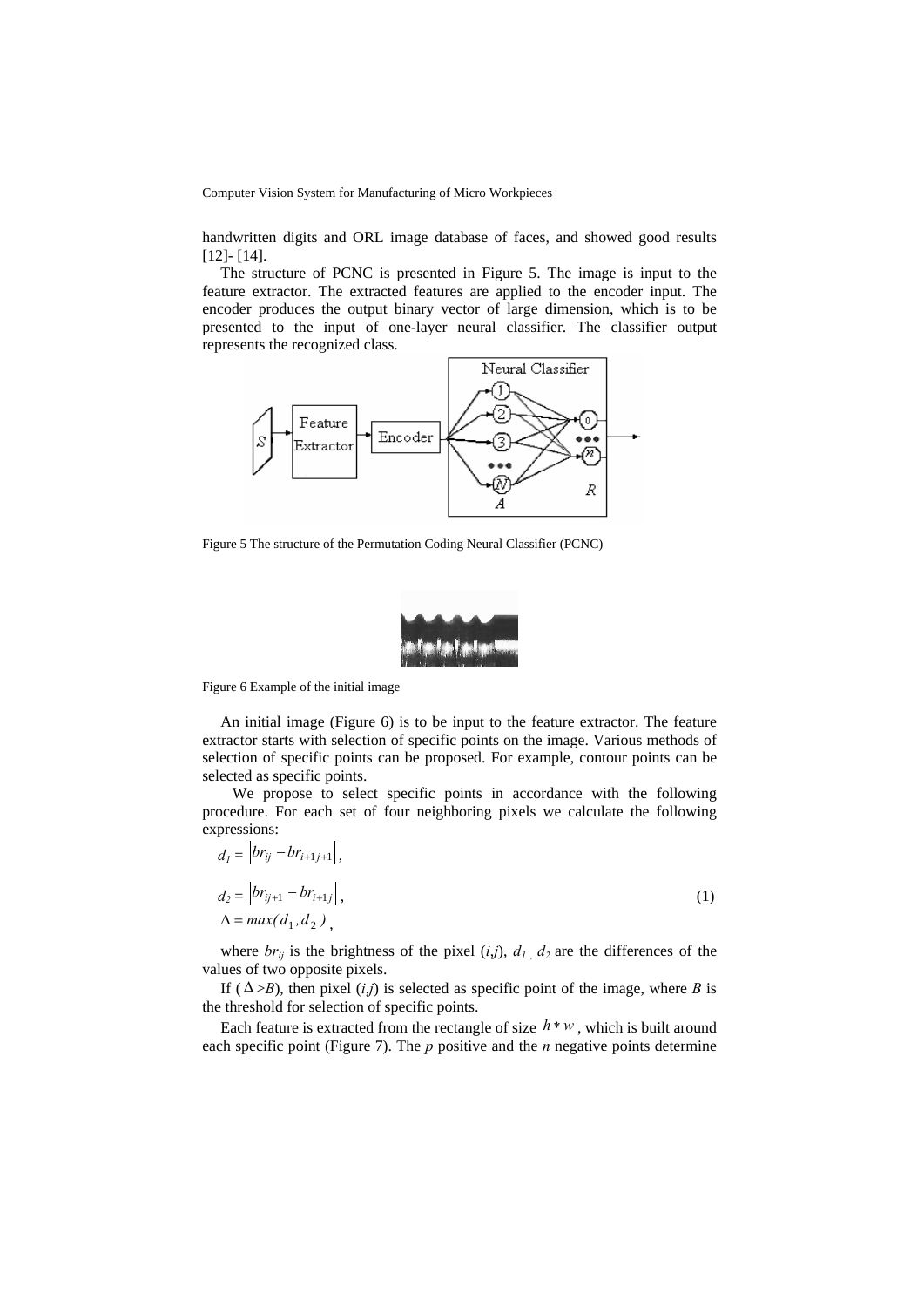handwritten digits and ORL image database of faces, and showed good results [12]- [14].

The structure of PCNC is presented in Figure 5. The image is input to the feature extractor. The extracted features are applied to the encoder input. The encoder produces the output binary vector of large dimension, which is to be presented to the input of one-layer neural classifier. The classifier output represents the recognized class.

Figure 5 The structure of the Permutation Coding Neural Classifier (PCNC)

Figure 6 Example of the initial image

An initial image (Figure 6) is to be input to the feature extractor. The feature extractor starts with selection of specific points on the image. Various methods of selection of specific points can be proposed. For example, contour points can be selected as specific points.

We propose to select specific points in accordance with the following procedure. For each set of four neighboring pixels we calculate the following expressions:

$$d_1 = \left| br_{ij} - br_{i+1j+1} \right|,$$

$$d_2 = \left| br_{ij+1} - br_{i+1j} \right|, \tag{1}$$

$$\Delta = max(d_1, d_2),$$

where $br_{ij}$ is the brightness of the pixel $(i,j)$, $d_1$, $d_2$ are the differences of the values of two opposite pixels.

If ($\Delta > B$), then pixel $(i,j)$ is selected as specific point of the image, where $B$ is the threshold for selection of specific points.

Each feature is extracted from the rectangle of size $h * w$, which is built around each specific point (Figure 7). The $p$ positive and the $n$ negative points determine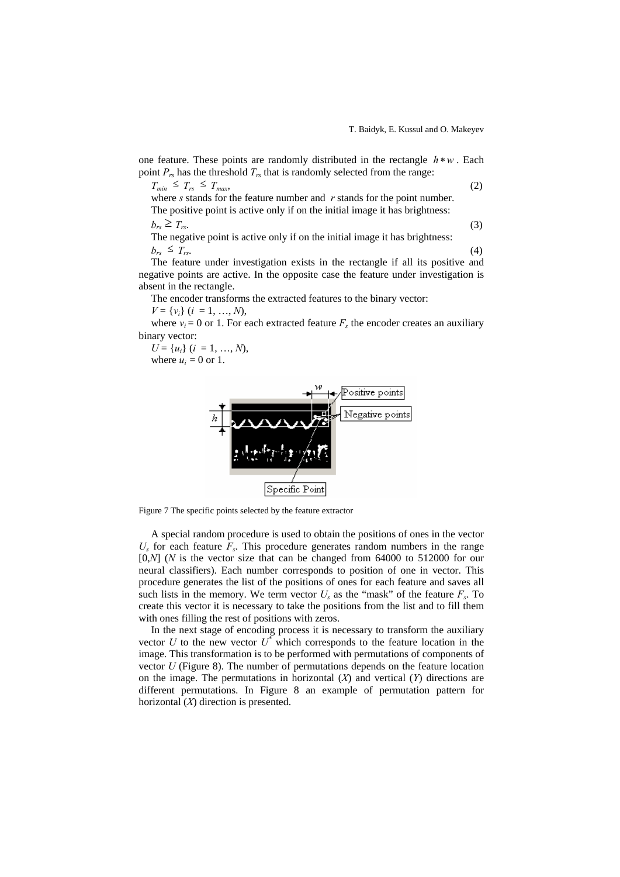one feature. These points are randomly distributed in the rectangle $h * w$. Each point $P_{rs}$ has the threshold $T_{rs}$ that is randomly selected from the range:

$$T_{min} \leq T_{rs} \leq T_{max}, \tag{2}$$

where $s$ stands for the feature number and $r$ stands for the point number.

The positive point is active only if on the initial image it has brightness:

$$b_{rs} \geq T_{rs}. \tag{3}$$

The negative point is active only if on the initial image it has brightness:

$$b_{rs} \leq T_{rs}. \tag{4}$$

The feature under investigation exists in the rectangle if all its positive and negative points are active. In the opposite case the feature under investigation is absent in the rectangle.

The encoder transforms the extracted features to the binary vector:

$V = \{v_i\}$ ($i = 1, \ldots, N$),

where $v_i = 0$ or 1. For each extracted feature $F_s$ the encoder creates an auxiliary binary vector:

$U = \{u_i\}$ ($i = 1, \ldots, N$),

where $u_i = 0$ or 1.

Figure 7 The specific points selected by the feature extractor

A special random procedure is used to obtain the positions of ones in the vector $U_s$ for each feature $F_s$. This procedure generates random numbers in the range [0,$N$] ($N$ is the vector size that can be changed from 64000 to 512000 for our neural classifiers). Each number corresponds to position of one in vector. This procedure generates the list of the positions of ones for each feature and saves all such lists in the memory. We term vector $U_s$ as the "mask" of the feature $F_s$. To create this vector it is necessary to take the positions from the list and to fill them with ones filling the rest of positions with zeros.

In the next stage of encoding process it is necessary to transform the auxiliary vector $U$ to the new vector $U^*$ which corresponds to the feature location in the image. This transformation is to be performed with permutations of components of vector $U$ (Figure 8). The number of permutations depends on the feature location on the image. The permutations in horizontal ($X$) and vertical ($Y$) directions are different permutations. In Figure 8 an example of permutation pattern for horizontal ($X$) direction is presented.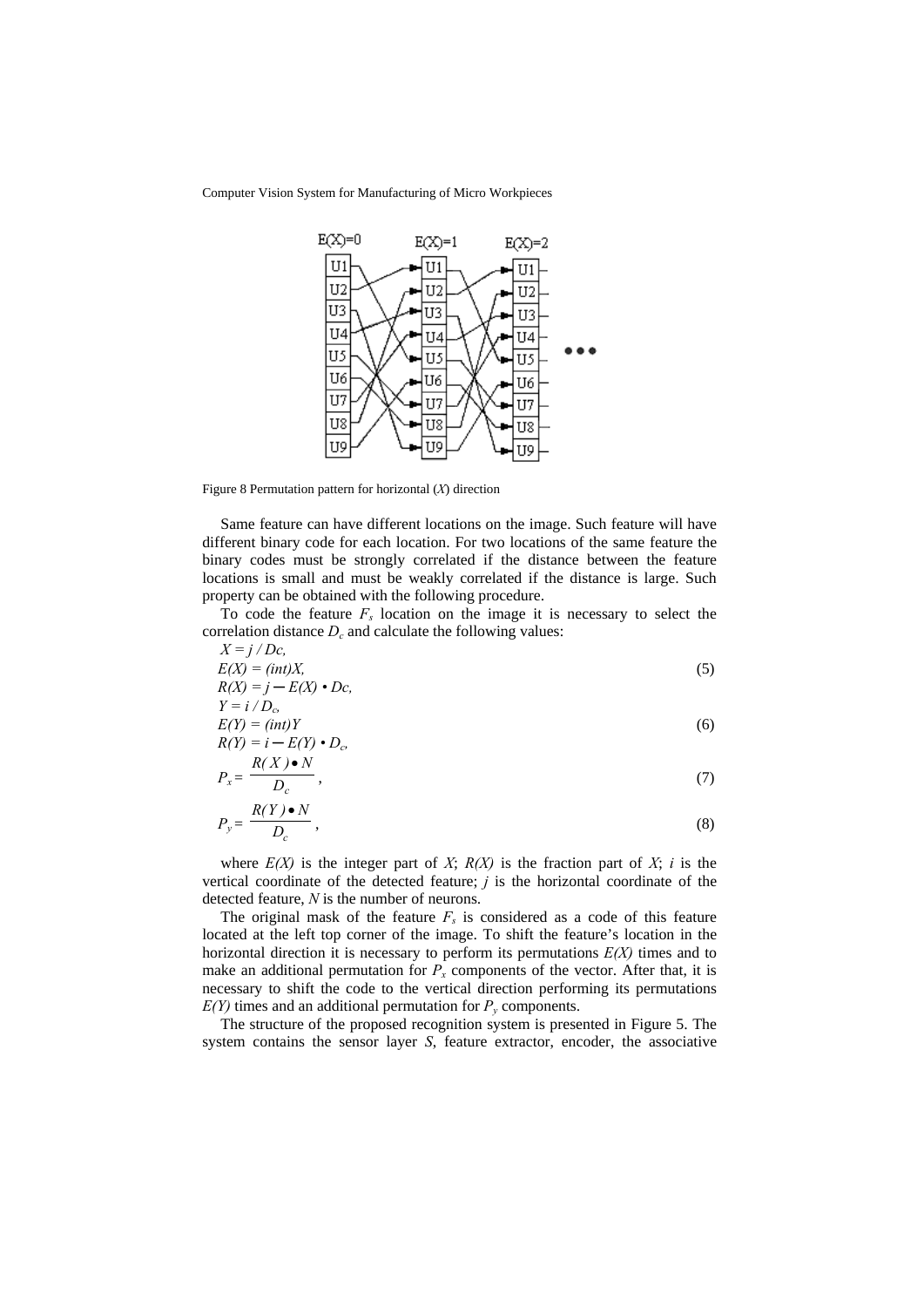Figure 8 Permutation pattern for horizontal ($X$) direction

Same feature can have different locations on the image. Such feature will have different binary code for each location. For two locations of the same feature the binary codes must be strongly correlated if the distance between the feature locations is small and must be weakly correlated if the distance is large. Such property can be obtained with the following procedure.

To code the feature $F_s$ location on the image it is necessary to select the correlation distance $D_c$ and calculate the following values:

$$X = j / Dc,$$
$$E(X) = (int)X, \tag{5}$$
$$R(X) = j - E(X) \cdot Dc,$$
$$Y = i / D_c,$$
$$E(Y) = (int)Y \tag{6}$$
$$R(Y) = i - E(Y) \cdot D_c,$$
$$P_x = \frac{R(X) \bullet N}{D_c}, \tag{7}$$
$$P_y = \frac{R(Y) \bullet N}{D_c}, \tag{8}$$

where $E(X)$ is the integer part of $X$; $R(X)$ is the fraction part of $X$; $i$ is the vertical coordinate of the detected feature; $j$ is the horizontal coordinate of the detected feature, $N$ is the number of neurons.

The original mask of the feature $F_s$ is considered as a code of this feature located at the left top corner of the image. To shift the feature's location in the horizontal direction it is necessary to perform its permutations $E(X)$ times and to make an additional permutation for $P_x$ components of the vector. After that, it is necessary to shift the code to the vertical direction performing its permutations $E(Y)$ times and an additional permutation for $P_y$ components.

The structure of the proposed recognition system is presented in Figure 5. The system contains the sensor layer $S$, feature extractor, encoder, the associative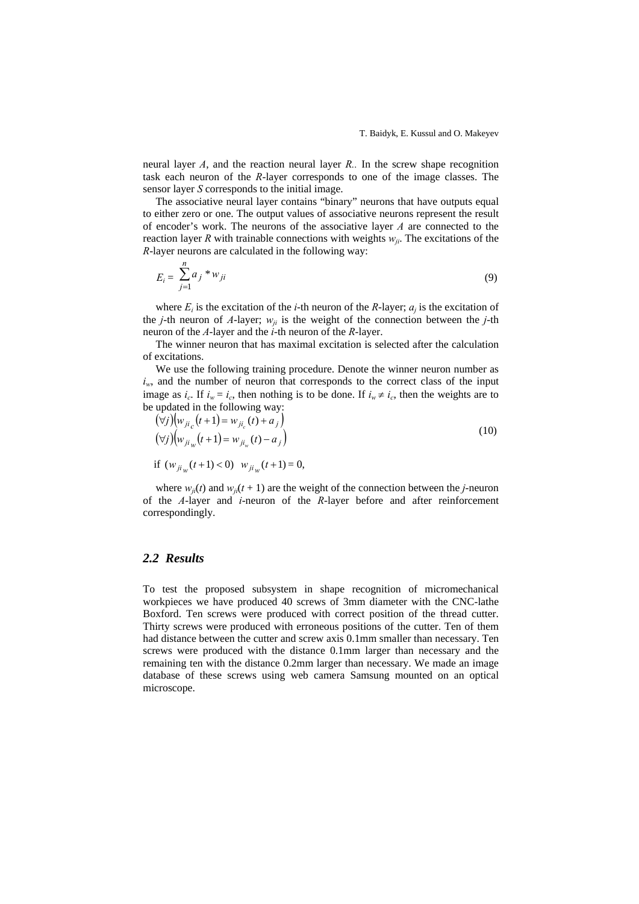neural layer $A$, and the reaction neural layer $R$.. In the screw shape recognition task each neuron of the $R$-layer corresponds to one of the image classes. The sensor layer $S$ corresponds to the initial image.

The associative neural layer contains "binary" neurons that have outputs equal to either zero or one. The output values of associative neurons represent the result of encoder's work. The neurons of the associative layer $A$ are connected to the reaction layer $R$ with trainable connections with weights $w_{ji}$. The excitations of the $R$-layer neurons are calculated in the following way:

$$E_i = \sum_{j=1}^{n} a_j * w_{ji} \tag{9}$$

where $E_i$ is the excitation of the $i$-th neuron of the $R$-layer; $a_j$ is the excitation of the $j$-th neuron of $A$-layer; $w_{ji}$ is the weight of the connection between the $j$-th neuron of the $A$-layer and the $i$-th neuron of the $R$-layer.

The winner neuron that has maximal excitation is selected after the calculation of excitations.

We use the following training procedure. Denote the winner neuron number as $i_w$, and the number of neuron that corresponds to the correct class of the input image as $i_c$. If $i_w = i_c$, then nothing is to be done. If $i_w \neq i_c$, then the weights are to be updated in the following way:

$$\begin{aligned} &(\forall j)\left(w_{ji_c}(t+1) = w_{ji_c}(t) + a_j\right) \\ &(\forall j)\left(w_{ji_w}(t+1) = w_{ji_w}(t) - a_j\right) \end{aligned} \tag{10}$$

$$\text{if } (w_{ji_w}(t+1) < 0) \quad w_{ji_w}(t+1) = 0,$$

where $w_{ji}(t)$ and $w_{ji}(t+1)$ are the weight of the connection between the $j$-neuron of the $A$-layer and $i$-neuron of the $R$-layer before and after reinforcement correspondingly.

### *2.2 Results*

To test the proposed subsystem in shape recognition of micromechanical workpieces we have produced 40 screws of 3mm diameter with the CNC-lathe Boxford. Ten screws were produced with correct position of the thread cutter. Thirty screws were produced with erroneous positions of the cutter. Ten of them had distance between the cutter and screw axis 0.1mm smaller than necessary. Ten screws were produced with the distance 0.1mm larger than necessary and the remaining ten with the distance 0.2mm larger than necessary. We made an image database of these screws using web camera Samsung mounted on an optical microscope.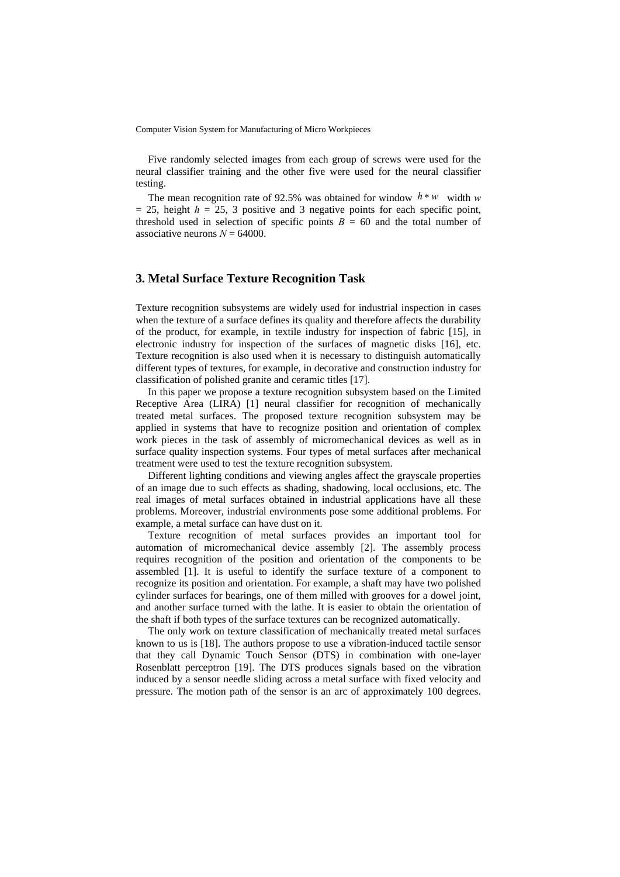Five randomly selected images from each group of screws were used for the neural classifier training and the other five were used for the neural classifier testing.

The mean recognition rate of 92.5% was obtained for window $h*w$ width $w = 25$, height $h = 25$, 3 positive and 3 negative points for each specific point, threshold used in selection of specific points $B = 60$ and the total number of associative neurons $N = 64000$.

## 3. Metal Surface Texture Recognition Task

Texture recognition subsystems are widely used for industrial inspection in cases when the texture of a surface defines its quality and therefore affects the durability of the product, for example, in textile industry for inspection of fabric [15], in electronic industry for inspection of the surfaces of magnetic disks [16], etc. Texture recognition is also used when it is necessary to distinguish automatically different types of textures, for example, in decorative and construction industry for classification of polished granite and ceramic titles [17].

In this paper we propose a texture recognition subsystem based on the Limited Receptive Area (LIRA) [1] neural classifier for recognition of mechanically treated metal surfaces. The proposed texture recognition subsystem may be applied in systems that have to recognize position and orientation of complex work pieces in the task of assembly of micromechanical devices as well as in surface quality inspection systems. Four types of metal surfaces after mechanical treatment were used to test the texture recognition subsystem.

Different lighting conditions and viewing angles affect the grayscale properties of an image due to such effects as shading, shadowing, local occlusions, etc. The real images of metal surfaces obtained in industrial applications have all these problems. Moreover, industrial environments pose some additional problems. For example, a metal surface can have dust on it.

Texture recognition of metal surfaces provides an important tool for automation of micromechanical device assembly [2]. The assembly process requires recognition of the position and orientation of the components to be assembled [1]. It is useful to identify the surface texture of a component to recognize its position and orientation. For example, a shaft may have two polished cylinder surfaces for bearings, one of them milled with grooves for a dowel joint, and another surface turned with the lathe. It is easier to obtain the orientation of the shaft if both types of the surface textures can be recognized automatically.

The only work on texture classification of mechanically treated metal surfaces known to us is [18]. The authors propose to use a vibration-induced tactile sensor that they call Dynamic Touch Sensor (DTS) in combination with one-layer Rosenblatt perceptron [19]. The DTS produces signals based on the vibration induced by a sensor needle sliding across a metal surface with fixed velocity and pressure. The motion path of the sensor is an arc of approximately 100 degrees.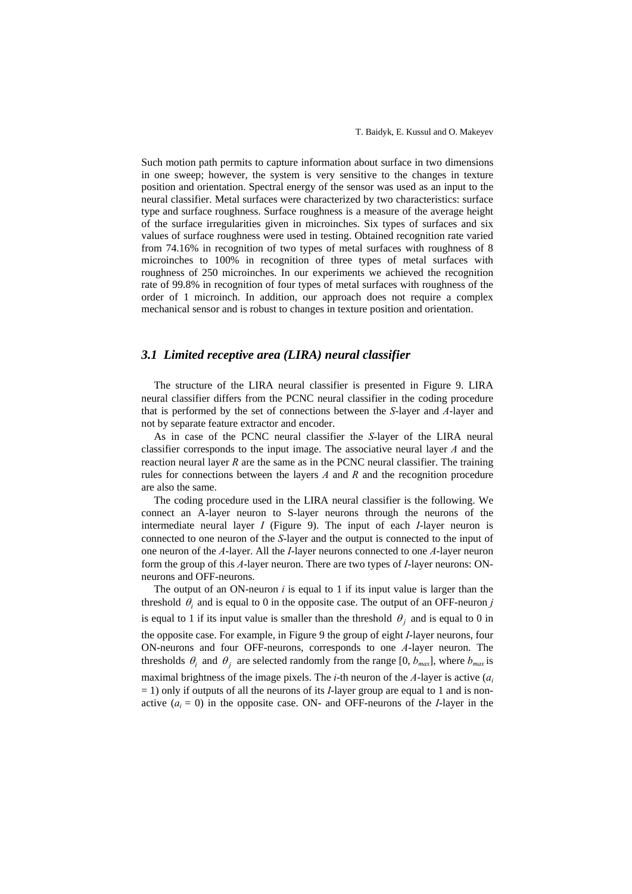Such motion path permits to capture information about surface in two dimensions in one sweep; however, the system is very sensitive to the changes in texture position and orientation. Spectral energy of the sensor was used as an input to the neural classifier. Metal surfaces were characterized by two characteristics: surface type and surface roughness. Surface roughness is a measure of the average height of the surface irregularities given in microinches. Six types of surfaces and six values of surface roughness were used in testing. Obtained recognition rate varied from 74.16% in recognition of two types of metal surfaces with roughness of 8 microinches to 100% in recognition of three types of metal surfaces with roughness of 250 microinches. In our experiments we achieved the recognition rate of 99.8% in recognition of four types of metal surfaces with roughness of the order of 1 microinch. In addition, our approach does not require a complex mechanical sensor and is robust to changes in texture position and orientation.

## *3.1 Limited receptive area (LIRA) neural classifier*

The structure of the LIRA neural classifier is presented in Figure 9. LIRA neural classifier differs from the PCNC neural classifier in the coding procedure that is performed by the set of connections between the *S*-layer and *A*-layer and not by separate feature extractor and encoder.

As in case of the PCNC neural classifier the *S*-layer of the LIRA neural classifier corresponds to the input image. The associative neural layer *A* and the reaction neural layer *R* are the same as in the PCNC neural classifier. The training rules for connections between the layers *A* and *R* and the recognition procedure are also the same.

The coding procedure used in the LIRA neural classifier is the following. We connect an A-layer neuron to S-layer neurons through the neurons of the intermediate neural layer *I* (Figure 9). The input of each *I*-layer neuron is connected to one neuron of the *S*-layer and the output is connected to the input of one neuron of the *A*-layer. All the *I*-layer neurons connected to one *A*-layer neuron form the group of this *A*-layer neuron. There are two types of *I*-layer neurons: ON-neurons and OFF-neurons.

The output of an ON-neuron $i$ is equal to 1 if its input value is larger than the threshold $\theta_i$ and is equal to 0 in the opposite case. The output of an OFF-neuron $j$ is equal to 1 if its input value is smaller than the threshold $\theta_j$ and is equal to 0 in the opposite case. For example, in Figure 9 the group of eight *I*-layer neurons, four ON-neurons and four OFF-neurons, corresponds to one *A*-layer neuron. The thresholds $\theta_i$ and $\theta_j$ are selected randomly from the range [0, $b_{max}$], where $b_{max}$ is maximal brightness of the image pixels. The $i$-th neuron of the *A*-layer is active ($a_i = 1$) only if outputs of all the neurons of its *I*-layer group are equal to 1 and is non-active ($a_i = 0$) in the opposite case. ON- and OFF-neurons of the *I*-layer in the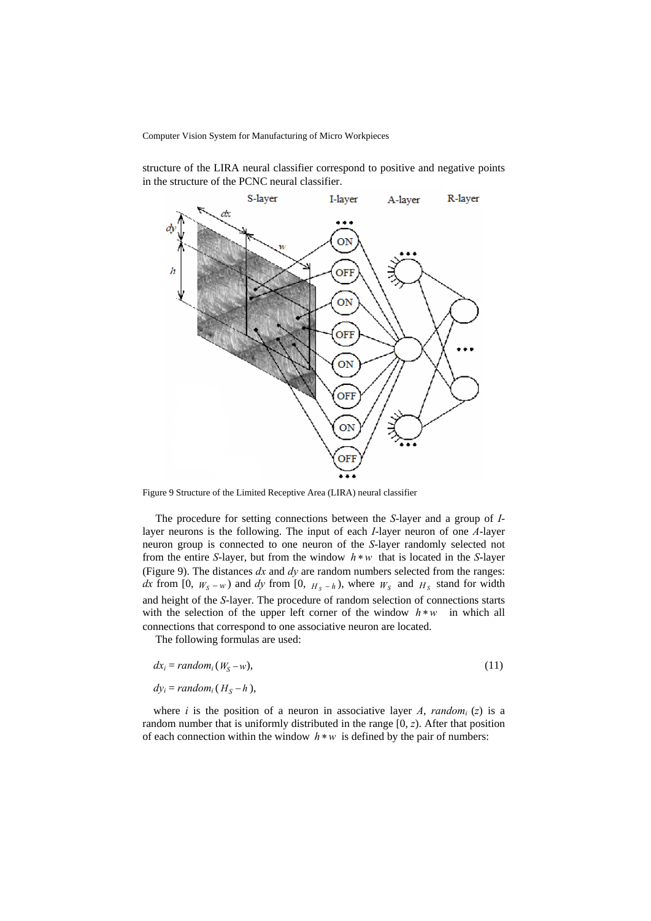structure of the LIRA neural classifier correspond to positive and negative points in the structure of the PCNC neural classifier.

Figure 9 Structure of the Limited Receptive Area (LIRA) neural classifier

The procedure for setting connections between the *S*-layer and a group of *I*-layer neurons is the following. The input of each *I*-layer neuron of one *A*-layer neuron group is connected to one neuron of the *S*-layer randomly selected not from the entire *S*-layer, but from the window $h * w$ that is located in the *S*-layer (Figure 9). The distances $dx$ and $dy$ are random numbers selected from the ranges: $dx$ from [0, $W_S - w$) and $dy$ from [0, $H_S - h$), where $W_S$ and $H_S$ stand for width and height of the *S*-layer. The procedure of random selection of connections starts with the selection of the upper left corner of the window $h * w$ in which all connections that correspond to one associative neuron are located.

The following formulas are used:

$$dx_i = random_i(W_S - w), \tag{11}$$

$$dy_i = random_i(H_S - h),$$

where $i$ is the position of a neuron in associative layer $A$, $random_i(z)$ is a random number that is uniformly distributed in the range $[0, z)$. After that position of each connection within the window $h * w$ is defined by the pair of numbers: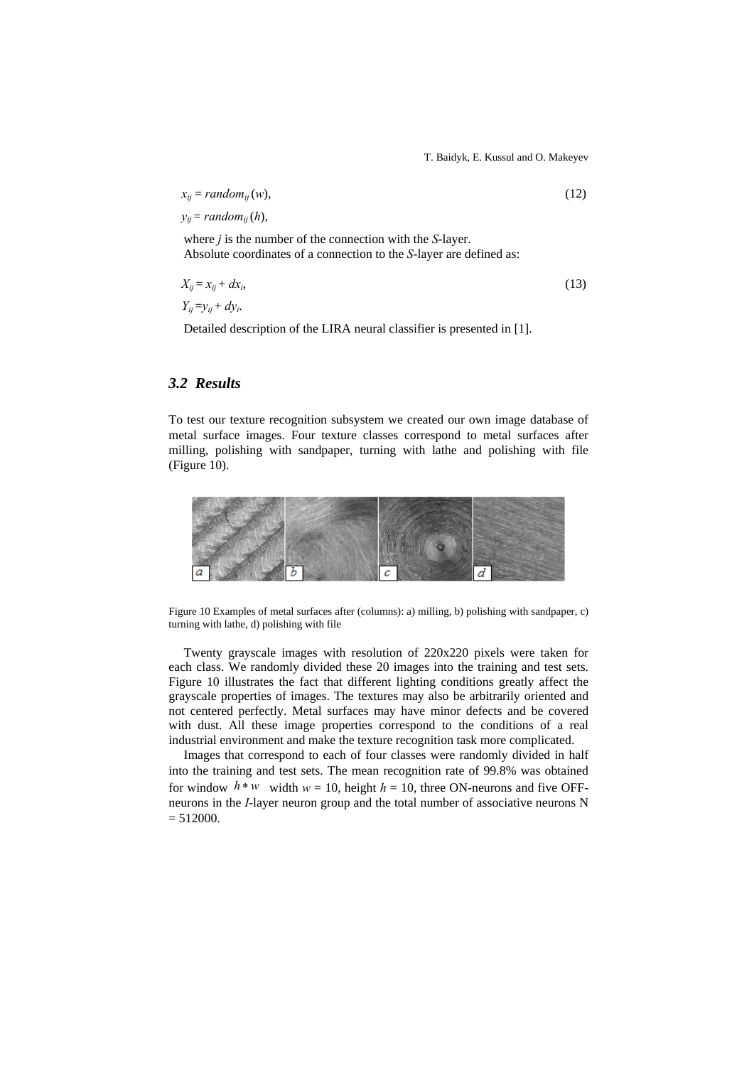$$x_{ij} = random_{ij}(w), \tag{12}$$

$$y_{ij} = random_{ij}(h),$$

where $j$ is the number of the connection with the *S*-layer.
Absolute coordinates of a connection to the *S*-layer are defined as:

$$X_{ij} = x_{ij} + dx_i, \tag{13}$$

$$Y_{ij} = y_{ij} + dy_i.$$

Detailed description of the LIRA neural classifier is presented in [1].

### *3.2 Results*

To test our texture recognition subsystem we created our own image database of metal surface images. Four texture classes correspond to metal surfaces after milling, polishing with sandpaper, turning with lathe and polishing with file (Figure 10).

Figure 10 Examples of metal surfaces after (columns): a) milling, b) polishing with sandpaper, c) turning with lathe, d) polishing with file

Twenty grayscale images with resolution of 220x220 pixels were taken for each class. We randomly divided these 20 images into the training and test sets. Figure 10 illustrates the fact that different lighting conditions greatly affect the grayscale properties of images. The textures may also be arbitrarily oriented and not centered perfectly. Metal surfaces may have minor defects and be covered with dust. All these image properties correspond to the conditions of a real industrial environment and make the texture recognition task more complicated.

Images that correspond to each of four classes were randomly divided in half into the training and test sets. The mean recognition rate of 99.8% was obtained for window $h * w$ width $w = 10$, height $h = 10$, three ON-neurons and five OFF-neurons in the *I*-layer neuron group and the total number of associative neurons N = 512000.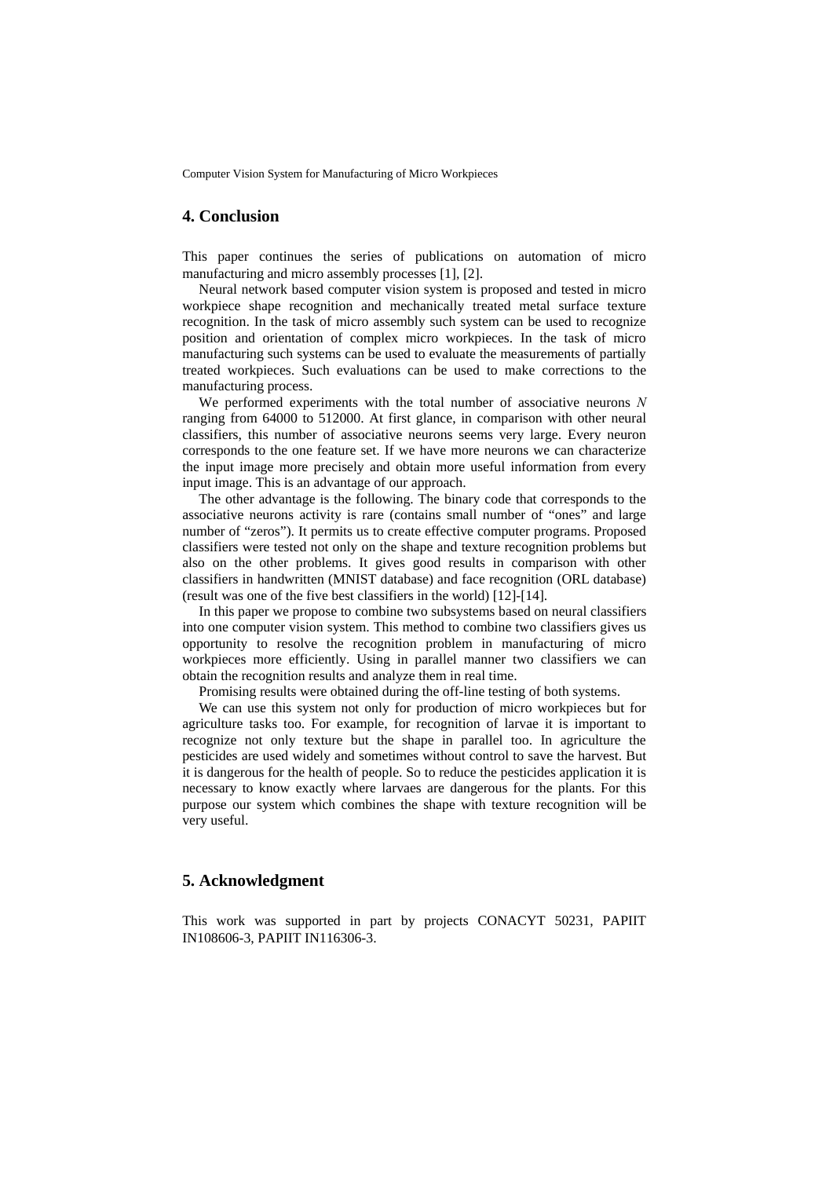## 4. Conclusion

This paper continues the series of publications on automation of micro manufacturing and micro assembly processes [1], [2].

Neural network based computer vision system is proposed and tested in micro workpiece shape recognition and mechanically treated metal surface texture recognition. In the task of micro assembly such system can be used to recognize position and orientation of complex micro workpieces. In the task of micro manufacturing such systems can be used to evaluate the measurements of partially treated workpieces. Such evaluations can be used to make corrections to the manufacturing process.

We performed experiments with the total number of associative neurons $N$ ranging from 64000 to 512000. At first glance, in comparison with other neural classifiers, this number of associative neurons seems very large. Every neuron corresponds to the one feature set. If we have more neurons we can characterize the input image more precisely and obtain more useful information from every input image. This is an advantage of our approach.

The other advantage is the following. The binary code that corresponds to the associative neurons activity is rare (contains small number of "ones" and large number of "zeros"). It permits us to create effective computer programs. Proposed classifiers were tested not only on the shape and texture recognition problems but also on the other problems. It gives good results in comparison with other classifiers in handwritten (MNIST database) and face recognition (ORL database) (result was one of the five best classifiers in the world) [12]-[14].

In this paper we propose to combine two subsystems based on neural classifiers into one computer vision system. This method to combine two classifiers gives us opportunity to resolve the recognition problem in manufacturing of micro workpieces more efficiently. Using in parallel manner two classifiers we can obtain the recognition results and analyze them in real time.

Promising results were obtained during the off-line testing of both systems.

We can use this system not only for production of micro workpieces but for agriculture tasks too. For example, for recognition of larvae it is important to recognize not only texture but the shape in parallel too. In agriculture the pesticides are used widely and sometimes without control to save the harvest. But it is dangerous for the health of people. So to reduce the pesticides application it is necessary to know exactly where larvaes are dangerous for the plants. For this purpose our system which combines the shape with texture recognition will be very useful.

## 5. Acknowledgment

This work was supported in part by projects CONACYT 50231, PAPIIT IN108606-3, PAPIIT IN116306-3.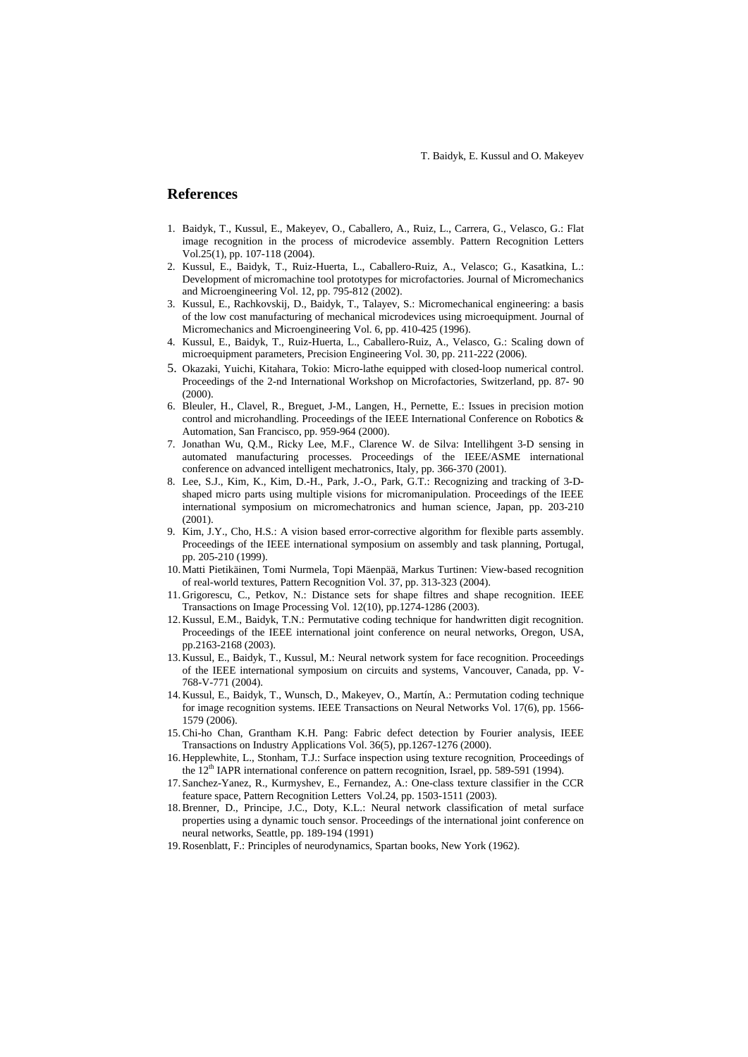## References

1. Baidyk, T., Kussul, E., Makeyev, O., Caballero, A., Ruiz, L., Carrera, G., Velasco, G.: Flat image recognition in the process of microdevice assembly. Pattern Recognition Letters Vol.25(1), pp. 107-118 (2004).
2. Kussul, E., Baidyk, T., Ruiz-Huerta, L., Caballero-Ruiz, A., Velasco; G., Kasatkina, L.: Development of micromachine tool prototypes for microfactories. Journal of Micromechanics and Microengineering Vol. 12, pp. 795-812 (2002).
3. Kussul, E., Rachkovskij, D., Baidyk, T., Talayev, S.: Micromechanical engineering: a basis of the low cost manufacturing of mechanical microdevices using microequipment. Journal of Micromechanics and Microengineering Vol. 6, pp. 410-425 (1996).
4. Kussul, E., Baidyk, T., Ruiz-Huerta, L., Caballero-Ruiz, A., Velasco, G.: Scaling down of microequipment parameters, Precision Engineering Vol. 30, pp. 211-222 (2006).
5. Okazaki, Yuichi, Kitahara, Tokio: Micro-lathe equipped with closed-loop numerical control. Proceedings of the 2-nd International Workshop on Microfactories, Switzerland, pp. 87- 90 (2000).
6. Bleuler, H., Clavel, R., Breguet, J-M., Langen, H., Pernette, E.: Issues in precision motion control and microhandling. Proceedings of the IEEE International Conference on Robotics & Automation, San Francisco, pp. 959-964 (2000).
7. Jonathan Wu, Q.M., Ricky Lee, M.F., Clarence W. de Silva: Intellihgent 3-D sensing in automated manufacturing processes. Proceedings of the IEEE/ASME international conference on advanced intelligent mechatronics, Italy, pp. 366-370 (2001).
8. Lee, S.J., Kim, K., Kim, D.-H., Park, J.-O., Park, G.T.: Recognizing and tracking of 3-D-shaped micro parts using multiple visions for micromanipulation. Proceedings of the IEEE international symposium on micromechatronics and human science, Japan, pp. 203-210 (2001).
9. Kim, J.Y., Cho, H.S.: A vision based error-corrective algorithm for flexible parts assembly. Proceedings of the IEEE international symposium on assembly and task planning, Portugal, pp. 205-210 (1999).
10. Matti Pietikäinen, Tomi Nurmela, Topi Mäenpää, Markus Turtinen: View-based recognition of real-world textures, Pattern Recognition Vol. 37, pp. 313-323 (2004).
11. Grigorescu, C., Petkov, N.: Distance sets for shape filtres and shape recognition. IEEE Transactions on Image Processing Vol. 12(10), pp.1274-1286 (2003).
12. Kussul, E.M., Baidyk, T.N.: Permutative coding technique for handwritten digit recognition. Proceedings of the IEEE international joint conference on neural networks, Oregon, USA, pp.2163-2168 (2003).
13. Kussul, E., Baidyk, T., Kussul, M.: Neural network system for face recognition. Proceedings of the IEEE international symposium on circuits and systems, Vancouver, Canada, pp. V-768-V-771 (2004).
14. Kussul, E., Baidyk, T., Wunsch, D., Makeyev, O., Martín, A.: Permutation coding technique for image recognition systems. IEEE Transactions on Neural Networks Vol. 17(6), pp. 1566-1579 (2006).
15. Chi-ho Chan, Grantham K.H. Pang: Fabric defect detection by Fourier analysis, IEEE Transactions on Industry Applications Vol. 36(5), pp.1267-1276 (2000).
16. Hepplewhite, L., Stonham, T.J.: Surface inspection using texture recognition, Proceedings of the 12th IAPR international conference on pattern recognition, Israel, pp. 589-591 (1994).
17. Sanchez-Yanez, R., Kurmyshev, E., Fernandez, A.: One-class texture classifier in the CCR feature space, Pattern Recognition Letters Vol.24, pp. 1503-1511 (2003).
18. Brenner, D., Principe, J.C., Doty, K.L.: Neural network classification of metal surface properties using a dynamic touch sensor. Proceedings of the international joint conference on neural networks, Seattle, pp. 189-194 (1991)
19. Rosenblatt, F.: Principles of neurodynamics, Spartan books, New York (1962).